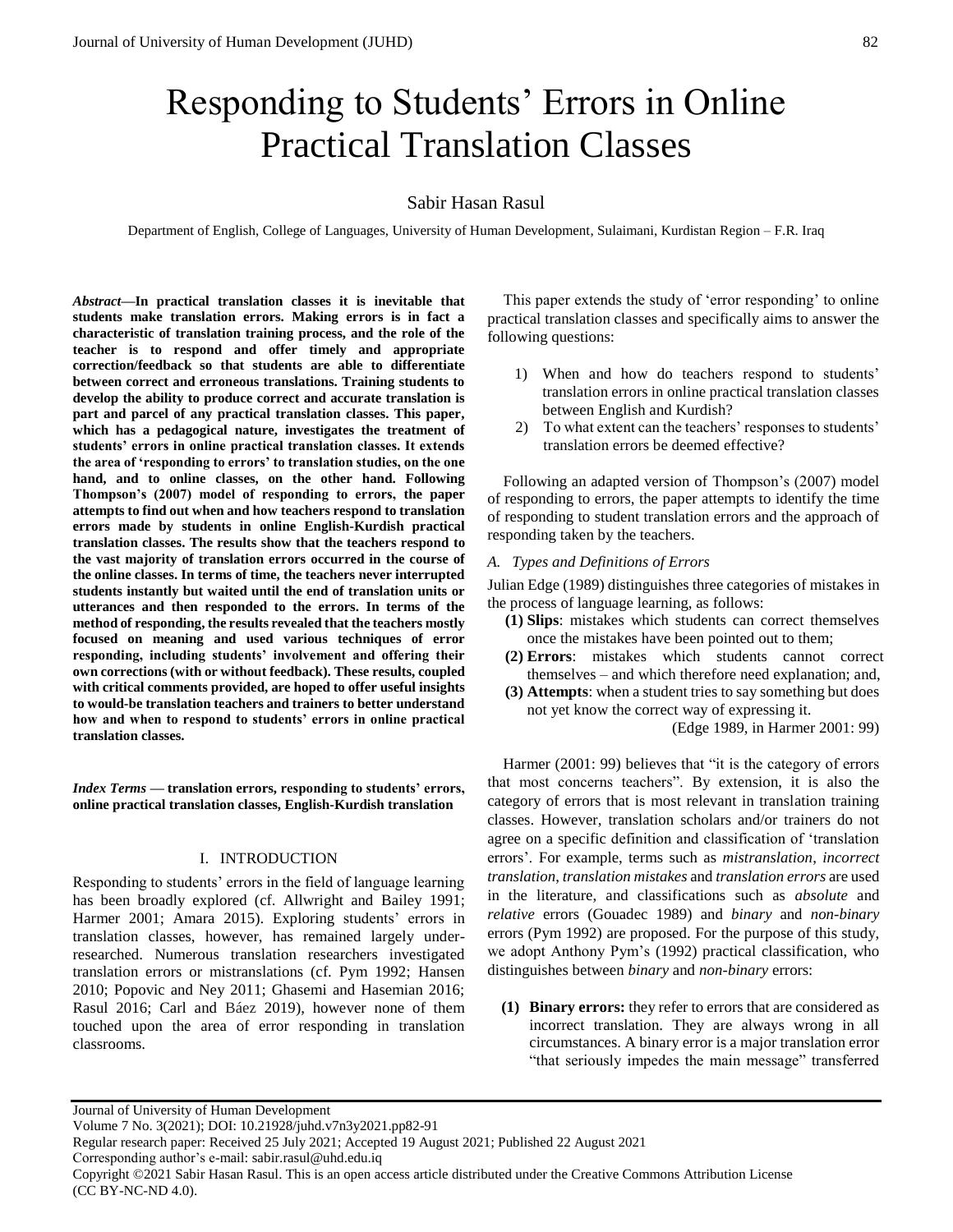# Responding to Students' Errors in Online Practical Translation Classes

Sabir Hasan Rasul

Department of English, College of Languages, University of Human Development, Sulaimani, Kurdistan Region – F.R. Iraq

***Abstract*—In practical translation classes it is inevitable that students make translation errors. Making errors is in fact a characteristic of translation training process, and the role of the teacher is to respond and offer timely and appropriate correction/feedback so that students are able to differentiate between correct and erroneous translations. Training students to develop the ability to produce correct and accurate translation is part and parcel of any practical translation classes. This paper, which has a pedagogical nature, investigates the treatment of students' errors in online practical translation classes. It extends the area of 'responding to errors' to translation studies, on the one hand, and to online classes, on the other hand. Following Thompson's (2007) model of responding to errors, the paper attempts to find out when and how teachers respond to translation errors made by students in online English-Kurdish practical translation classes. The results show that the teachers respond to the vast majority of translation errors occurred in the course of the online classes. In terms of time, the teachers never interrupted students instantly but waited until the end of translation units or utterances and then responded to the errors. In terms of the method of responding, the results revealed that the teachers mostly focused on meaning and used various techniques of error responding, including students' involvement and offering their own corrections (with or without feedback). These results, coupled with critical comments provided, are hoped to offer useful insights to would-be translation teachers and trainers to better understand how and when to respond to students' errors in online practical translation classes.**

***Index Terms* — translation errors, responding to students' errors, online practical translation classes, English-Kurdish translation**

## I. INTRODUCTION

Responding to students' errors in the field of language learning has been broadly explored (cf. Allwright and Bailey 1991; Harmer 2001; Amara 2015). Exploring students' errors in translation classes, however, has remained largely under-researched. Numerous translation researchers investigated translation errors or mistranslations (cf. Pym 1992; Hansen 2010; Popovic and Ney 2011; Ghasemi and Hasemian 2016; Rasul 2016; Carl and Báez 2019), however none of them touched upon the area of error responding in translation classrooms.

This paper extends the study of 'error responding' to online practical translation classes and specifically aims to answer the following questions:

1) When and how do teachers respond to students' translation errors in online practical translation classes between English and Kurdish?
2) To what extent can the teachers' responses to students' translation errors be deemed effective?

Following an adapted version of Thompson's (2007) model of responding to errors, the paper attempts to identify the time of responding to student translation errors and the approach of responding taken by the teachers.

### *A. Types and Definitions of Errors*

Julian Edge (1989) distinguishes three categories of mistakes in the process of language learning, as follows:

**(1) Slips**: mistakes which students can correct themselves once the mistakes have been pointed out to them;
**(2) Errors**: mistakes which students cannot correct themselves – and which therefore need explanation; and,
**(3) Attempts**: when a student tries to say something but does not yet know the correct way of expressing it.

(Edge 1989, in Harmer 2001: 99)

Harmer (2001: 99) believes that "it is the category of errors that most concerns teachers". By extension, it is also the category of errors that is most relevant in translation training classes. However, translation scholars and/or trainers do not agree on a specific definition and classification of 'translation errors'. For example, terms such as *mistranslation*, *incorrect translation*, *translation mistakes* and *translation errors* are used in the literature, and classifications such as *absolute* and *relative* errors (Gouadec 1989) and *binary* and *non-binary* errors (Pym 1992) are proposed. For the purpose of this study, we adopt Anthony Pym's (1992) practical classification, who distinguishes between *binary* and *non-binary* errors:

**(1) Binary errors:** they refer to errors that are considered as incorrect translation. They are always wrong in all circumstances. A binary error is a major translation error "that seriously impedes the main message" transferred

Journal of University of Human Development
Volume 7 No. 3(2021); DOI: 10.21928/juhd.v7n3y2021.pp82-91
Regular research paper: Received 25 July 2021; Accepted 19 August 2021; Published 22 August 2021
Corresponding author's e-mail: sabir.rasul@uhd.edu.iq
Copyright ©2021 Sabir Hasan Rasul. This is an open access article distributed under the Creative Commons Attribution License (CC BY-NC-ND 4.0).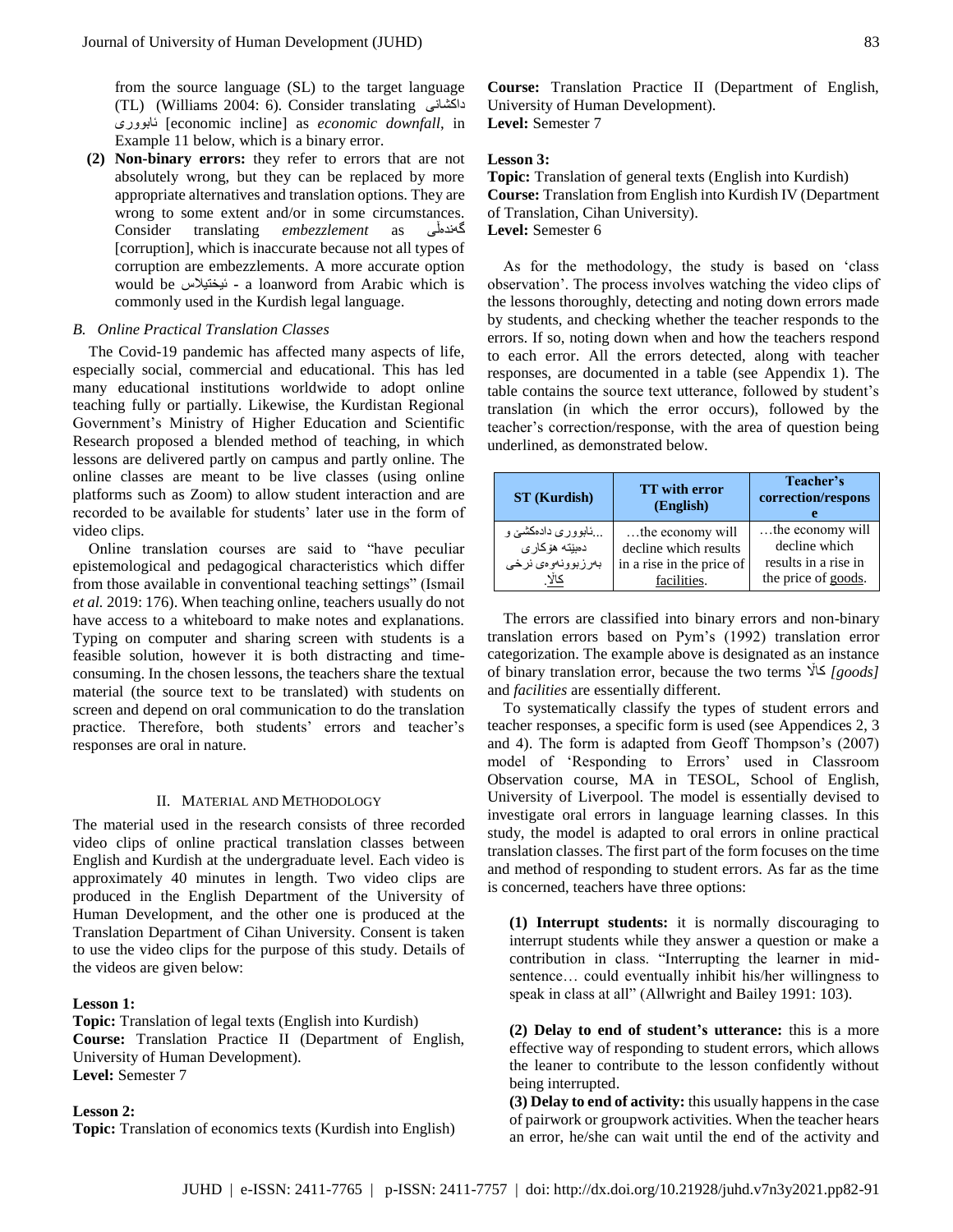from the source language (SL) to the target language (TL) (Williams 2004: 6). Consider translating داکشانی ئابووری [economic incline] as *economic downfall*, in Example 11 below, which is a binary error.

**(2) Non-binary errors:** they refer to errors that are not absolutely wrong, but they can be replaced by more appropriate alternatives and translation options. They are wrong to some extent and/or in some circumstances. Consider translating *embezzlement* as گەندەڵی [corruption], which is inaccurate because not all types of corruption are embezzlements. A more accurate option would be ئیختیلاس - a loanword from Arabic which is commonly used in the Kurdish legal language.

### *B. Online Practical Translation Classes*

The Covid-19 pandemic has affected many aspects of life, especially social, commercial and educational. This has led many educational institutions worldwide to adopt online teaching fully or partially. Likewise, the Kurdistan Regional Government's Ministry of Higher Education and Scientific Research proposed a blended method of teaching, in which lessons are delivered partly on campus and partly online. The online classes are meant to be live classes (using online platforms such as Zoom) to allow student interaction and are recorded to be available for students' later use in the form of video clips.

Online translation courses are said to "have peculiar epistemological and pedagogical characteristics which differ from those available in conventional teaching settings" (Ismail *et al.* 2019: 176). When teaching online, teachers usually do not have access to a whiteboard to make notes and explanations. Typing on computer and sharing screen with students is a feasible solution, however it is both distracting and time-consuming. In the chosen lessons, the teachers share the textual material (the source text to be translated) with students on screen and depend on oral communication to do the translation practice. Therefore, both students' errors and teacher's responses are oral in nature.

## II. Material and Methodology

The material used in the research consists of three recorded video clips of online practical translation classes between English and Kurdish at the undergraduate level. Each video is approximately 40 minutes in length. Two video clips are produced in the English Department of the University of Human Development, and the other one is produced at the Translation Department of Cihan University. Consent is taken to use the video clips for the purpose of this study. Details of the videos are given below:

**Lesson 1:**
**Topic:** Translation of legal texts (English into Kurdish)
**Course:** Translation Practice II (Department of English, University of Human Development).
**Level:** Semester 7

**Lesson 2:**
**Topic:** Translation of economics texts (Kurdish into English)
**Course:** Translation Practice II (Department of English, University of Human Development).
**Level:** Semester 7

**Lesson 3:**
**Topic:** Translation of general texts (English into Kurdish)
**Course:** Translation from English into Kurdish IV (Department of Translation, Cihan University).
**Level:** Semester 6

As for the methodology, the study is based on 'class observation'. The process involves watching the video clips of the lessons thoroughly, detecting and noting down errors made by students, and checking whether the teacher responds to the errors. If so, noting down when and how the teachers respond to each error. All the errors detected, along with teacher responses, are documented in a table (see Appendix 1). The table contains the source text utterance, followed by student's translation (in which the error occurs), followed by the teacher's correction/response, with the area of question being underlined, as demonstrated below.

| ST (Kurdish) | TT with error (English) | Teacher's correction/response |
|---|---|---|
| ...ئابووری دادەکشێ و دەبێتە هۆکاری بەرزبوونەوەی نرخی <u>کاڵا</u>. | …the economy will decline which results in a rise in the price of <u>facilities</u>. | …the economy will decline which results in a rise in the price of <u>goods</u>. |

The errors are classified into binary errors and non-binary translation errors based on Pym's (1992) translation error categorization. The example above is designated as an instance of binary translation error, because the two terms کاڵا *[goods]* and *facilities* are essentially different.

To systematically classify the types of student errors and teacher responses, a specific form is used (see Appendices 2, 3 and 4). The form is adapted from Geoff Thompson's (2007) model of 'Responding to Errors' used in Classroom Observation course, MA in TESOL, School of English, University of Liverpool. The model is essentially devised to investigate oral errors in language learning classes. In this study, the model is adapted to oral errors in online practical translation classes. The first part of the form focuses on the time and method of responding to student errors. As far as the time is concerned, teachers have three options:

**(1) Interrupt students:** it is normally discouraging to interrupt students while they answer a question or make a contribution in class. "Interrupting the learner in mid-sentence… could eventually inhibit his/her willingness to speak in class at all" (Allwright and Bailey 1991: 103).

**(2) Delay to end of student's utterance:** this is a more effective way of responding to student errors, which allows the leaner to contribute to the lesson confidently without being interrupted.

**(3) Delay to end of activity:** this usually happens in the case of pairwork or groupwork activities. When the teacher hears an error, he/she can wait until the end of the activity and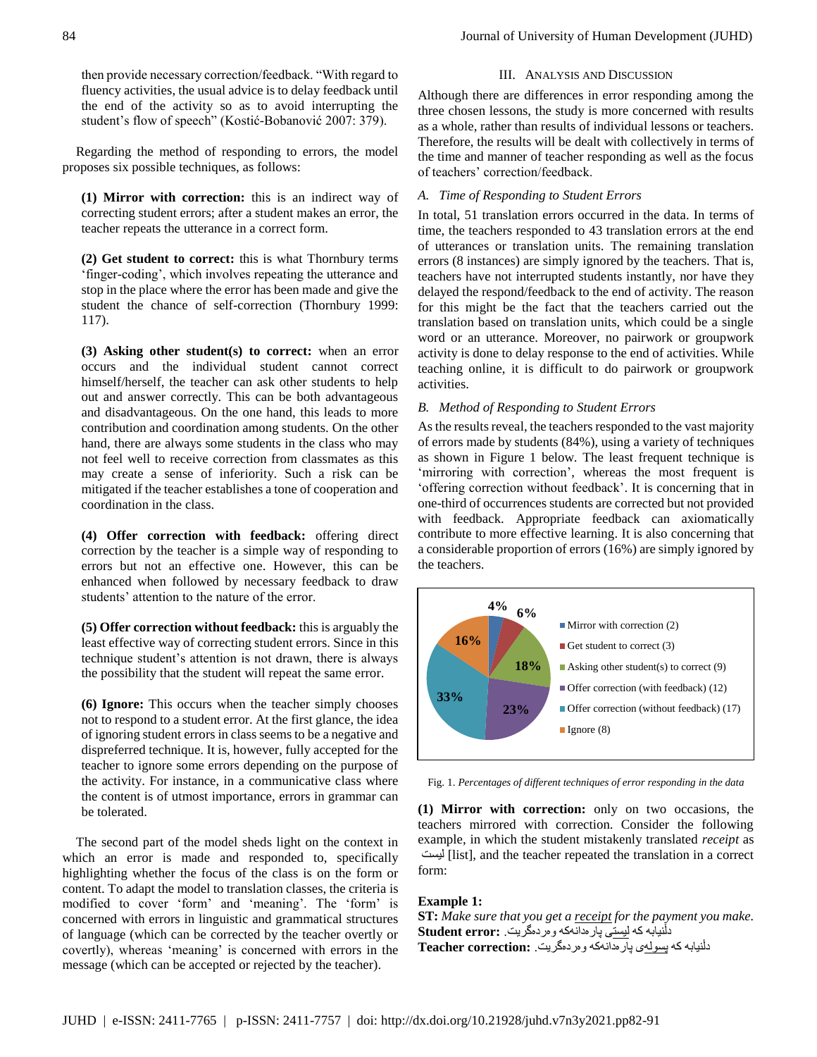then provide necessary correction/feedback. “With regard to fluency activities, the usual advice is to delay feedback until the end of the activity so as to avoid interrupting the student’s flow of speech” (Kostić-Bobanović 2007: 379).

Regarding the method of responding to errors, the model proposes six possible techniques, as follows:

**(1) Mirror with correction:** this is an indirect way of correcting student errors; after a student makes an error, the teacher repeats the utterance in a correct form.

**(2) Get student to correct:** this is what Thornbury terms ‘finger-coding’, which involves repeating the utterance and stop in the place where the error has been made and give the student the chance of self-correction (Thornbury 1999: 117).

**(3) Asking other student(s) to correct:** when an error occurs and the individual student cannot correct himself/herself, the teacher can ask other students to help out and answer correctly. This can be both advantageous and disadvantageous. On the one hand, this leads to more contribution and coordination among students. On the other hand, there are always some students in the class who may not feel well to receive correction from classmates as this may create a sense of inferiority. Such a risk can be mitigated if the teacher establishes a tone of cooperation and coordination in the class.

**(4) Offer correction with feedback:** offering direct correction by the teacher is a simple way of responding to errors but not an effective one. However, this can be enhanced when followed by necessary feedback to draw students’ attention to the nature of the error.

**(5) Offer correction without feedback:** this is arguably the least effective way of correcting student errors. Since in this technique student’s attention is not drawn, there is always the possibility that the student will repeat the same error.

**(6) Ignore:** This occurs when the teacher simply chooses not to respond to a student error. At the first glance, the idea of ignoring student errors in class seems to be a negative and dispreferred technique. It is, however, fully accepted for the teacher to ignore some errors depending on the purpose of the activity. For instance, in a communicative class where the content is of utmost importance, errors in grammar can be tolerated.

The second part of the model sheds light on the context in which an error is made and responded to, specifically highlighting whether the focus of the class is on the form or content. To adapt the model to translation classes, the criteria is modified to cover ‘form’ and ‘meaning’. The ‘form’ is concerned with errors in linguistic and grammatical structures of language (which can be corrected by the teacher overtly or covertly), whereas ‘meaning’ is concerned with errors in the message (which can be accepted or rejected by the teacher).

## III. Analysis and Discussion

Although there are differences in error responding among the three chosen lessons, the study is more concerned with results as a whole, rather than results of individual lessons or teachers. Therefore, the results will be dealt with collectively in terms of the time and manner of teacher responding as well as the focus of teachers’ correction/feedback.

### *A. Time of Responding to Student Errors*

In total, 51 translation errors occurred in the data. In terms of time, the teachers responded to 43 translation errors at the end of utterances or translation units. The remaining translation errors (8 instances) are simply ignored by the teachers. That is, teachers have not interrupted students instantly, nor have they delayed the respond/feedback to the end of activity. The reason for this might be the fact that the teachers carried out the translation based on translation units, which could be a single word or an utterance. Moreover, no pairwork or groupwork activity is done to delay response to the end of activities. While teaching online, it is difficult to do pairwork or groupwork activities.

### *B. Method of Responding to Student Errors*

As the results reveal, the teachers responded to the vast majority of errors made by students (84%), using a variety of techniques as shown in Figure 1 below. The least frequent technique is ‘mirroring with correction’, whereas the most frequent is ‘offering correction without feedback’. It is concerning that in one-third of occurrences students are corrected but not provided with feedback. Appropriate feedback can axiomatically contribute to more effective learning. It is also concerning that a considerable proportion of errors (16%) are simply ignored by the teachers.

| Technique | Percentage |
| --- | --- |
| Mirror with correction (2) | 4% |
| Get student to correct (3) | 6% |
| Asking other student(s) to correct (9) | 18% |
| Offer correction (with feedback) (12) | 23% |
| Offer correction (without feedback) (17) | 33% |
| Ignore (8) | 16% |

Fig. 1. *Percentages of different techniques of error responding in the data*

**(1) Mirror with correction:** only on two occasions, the teachers mirrored with correction. Consider the following example, in which the student mistakenly translated *receipt* as لیست [list], and the teacher repeated the translation in a correct form:

**Example 1:**

**ST:** *Make sure that you get a receipt for the payment you make.*

**Student error:** دڵنیابە کە لیستی پارەدانەکە وەردەگریت.

**Teacher correction:** دڵنیابە کە پسولەی پارەدانەکە وەردەگریت.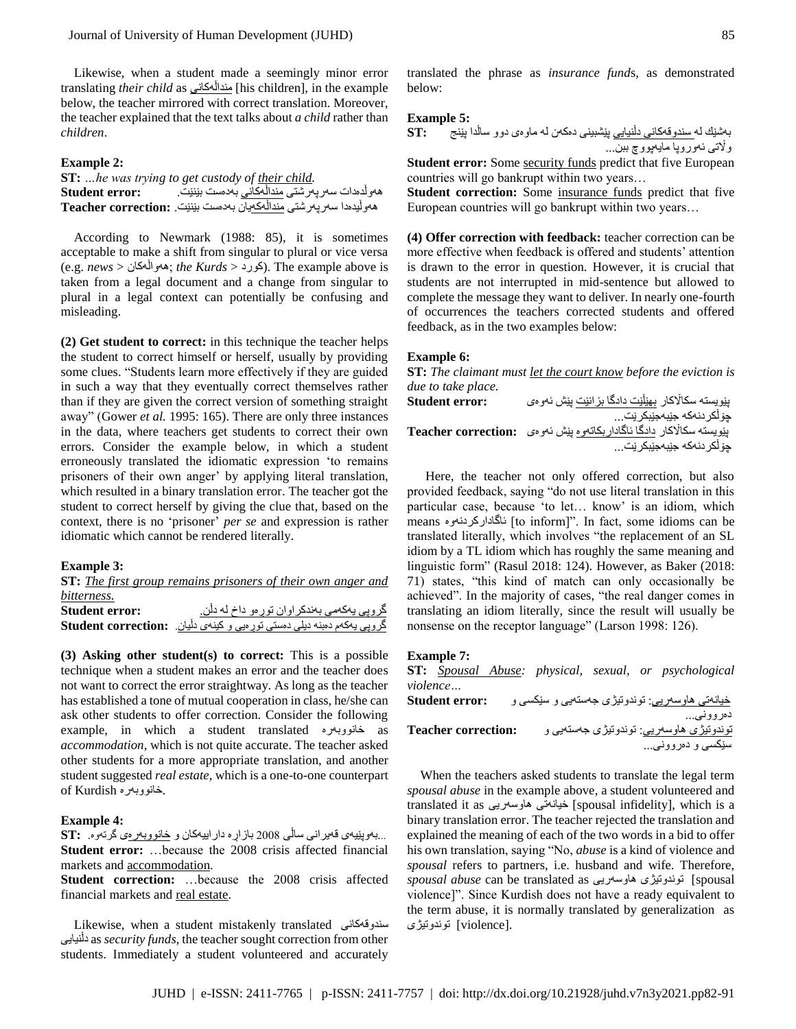Likewise, when a student made a seemingly minor error translating *their child* as منداڵەکانی [his children], in the example below, the teacher mirrored with correct translation. Moreover, the teacher explained that the text talks about *a child* rather than *children*.

**Example 2:**

**ST:** *...he was trying to get custody of their child.*

**Student error:** هەوڵدەدات سەرپەرشتی منداڵەکانی بەدەست بێنێت.

**Teacher correction:** هەوڵیدەدا سەرپەرشتی منداڵەکەیان بەدەست بێنێت.

According to Newmark (1988: 85), it is sometimes acceptable to make a shift from singular to plural or vice versa (e.g. *news* > هەواڵەکان; *the Kurds* > کورد). The example above is taken from a legal document and a change from singular to plural in a legal context can potentially be confusing and misleading.

**(2) Get student to correct:** in this technique the teacher helps the student to correct himself or herself, usually by providing some clues. "Students learn more effectively if they are guided in such a way that they eventually correct themselves rather than if they are given the correct version of something straight away" (Gower *et al.* 1995: 165). There are only three instances in the data, where teachers get students to correct their own errors. Consider the example below, in which a student erroneously translated the idiomatic expression 'to remains prisoners of their own anger' by applying literal translation, which resulted in a binary translation error. The teacher got the student to correct herself by giving the clue that, based on the context, there is no 'prisoner' *per se* and expression is rather idiomatic which cannot be rendered literally.

**Example 3:**

**ST:** *The first group remains prisoners of their own anger and bitterness.*

**Student error:** گروپی یەکەمی بەندکراوان تورەو داخ لە دڵن.

**Student correction:** گروپی یەکەم دەبنە دیلی دەستی تورەیی و کینەی دڵیان.

**(3) Asking other student(s) to correct:** This is a possible technique when a student makes an error and the teacher does not want to correct the error straightway. As long as the teacher has established a tone of mutual cooperation in class, he/she can ask other students to offer correction. Consider the following example, in which a student translated خانووبەرە as *accommodation*, which is not quite accurate. The teacher asked other students for a more appropriate translation, and another student suggested *real estate*, which is a one-to-one counterpart of Kurdish خانووبەرە.

**Example 4:**

**ST:** ...بەهۆییەی قەیرانی ساڵی 2008 بازاڕە داراییەکان و خانووبەرەی گرتەوە.

**Student error:** …because the 2008 crisis affected financial markets and accommodation.

**Student correction:** …because the 2008 crisis affected financial markets and real estate.

Likewise, when a student mistakenly translated سندوقەکانی دڵنیایی as *security funds*, the teacher sought correction from other students. Immediately a student volunteered and accurately translated the phrase as *insurance funds*, as demonstrated below:

**Example 5:**

**ST:** بەشێك لە سندوقەکانی دڵنیایی پێشبینی دەکەن لە ماوەی دوو ساڵدا پێنج وڵاتی ئەوروپا مایەپووچ ببن...

**Student error:** Some security funds predict that five European countries will go bankrupt within two years…

**Student correction:** Some insurance funds predict that five European countries will go bankrupt within two years…

**(4) Offer correction with feedback:** teacher correction can be more effective when feedback is offered and students' attention is drawn to the error in question. However, it is crucial that students are not interrupted in mid-sentence but allowed to complete the message they want to deliver. In nearly one-fourth of occurrences the teachers corrected students and offered feedback, as in the two examples below:

**Example 6:**

**ST:** *The claimant must let the court know before the eviction is due to take place.*

**Student error:** پێویستە سکاڵاکار بهێڵێت دادگا بزانێت پێش ئەوەی چۆڵکردنەکە جێبەجێبکرێت...

**Teacher correction:** پێویستە سکاڵاکار دادگا ئاگاداربکاتەوە پێش ئەوەی چۆڵکردنەکە جێبەجێبکرێت...

Here, the teacher not only offered correction, but also provided feedback, saying "do not use literal translation in this particular case, because 'to let… know' is an idiom, which means ئاگادارکردنەوە [to inform]". In fact, some idioms can be translated literally, which involves "the replacement of an SL idiom by a TL idiom which has roughly the same meaning and linguistic form" (Rasul 2018: 124). However, as Baker (2018: 71) states, "this kind of match can only occasionally be achieved". In the majority of cases, "the real danger comes in translating an idiom literally, since the result will usually be nonsense on the receptor language" (Larson 1998: 126).

**Example 7:**

**ST:** *Spousal Abuse: physical, sexual, or psychological violence…*

**Student error:** خیانەتی هاوسەریی: توندوتیژی جەستەیی و سێکسی و دەروونی...

**Teacher correction:** توندوتیژی هاوسەریی: توندوتیژی جەستەیی و سێکسی و دەروونی...

When the teachers asked students to translate the legal term *spousal abuse* in the example above, a student volunteered and translated it as خیانەتی هاوسەریی [spousal infidelity], which is a binary translation error. The teacher rejected the translation and explained the meaning of each of the two words in a bid to offer his own translation, saying "No, *abuse* is a kind of violence and *spousal* refers to partners, i.e. husband and wife. Therefore, *spousal abuse* can be translated as توندوتیژی هاوسەریی [spousal violence]". Since Kurdish does not have a ready equivalent to the term abuse, it is normally translated by generalization as توندوتیژی [violence].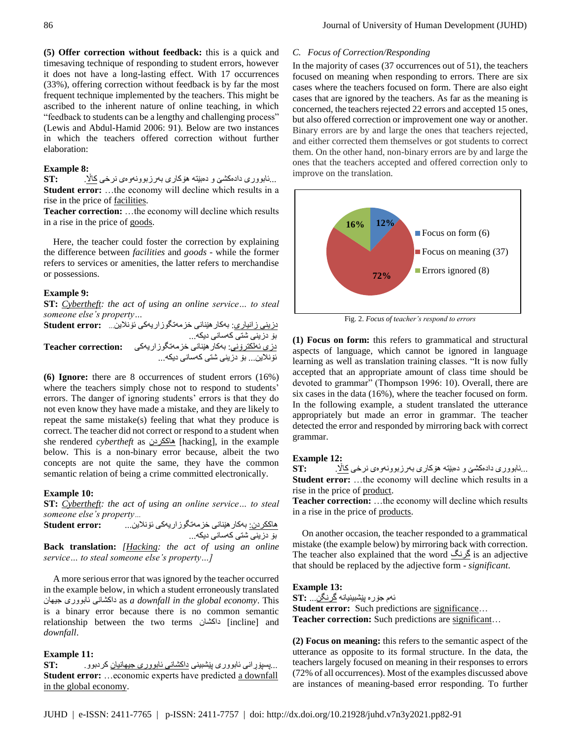**(5) Offer correction without feedback:** this is a quick and timesaving technique of responding to student errors, however it does not have a long-lasting effect. With 17 occurrences (33%), offering correction without feedback is by far the most frequent technique implemented by the teachers. This might be ascribed to the inherent nature of online teaching, in which "feedback to students can be a lengthy and challenging process" (Lewis and Abdul-Hamid 2006: 91). Below are two instances in which the teachers offered correction without further elaboration:

**Example 8:**

**ST:** ...ئابووری دادەکشێ و دەبێتە هۆکاری بەرزبوونەوەی نرخی کاڵا.

**Student error:** …the economy will decline which results in a rise in the price of facilities.

**Teacher correction:** …the economy will decline which results in a rise in the price of goods.

Here, the teacher could foster the correction by explaining the difference between *facilities* and *goods* - while the former refers to services or amenities, the latter refers to merchandise or possessions.

**Example 9:**

**ST:** *Cybertheft: the act of using an online service… to steal someone else's property…*

**Student error:** دزینی زانیاری: بەکارهێنانی خزمەتگوزاریەکی ئۆنلاین... بۆ دزینی شتی کەسانی دیکە...

**Teacher correction:** دزی ئەلکترۆنی: بەکارهێنانی خزمەتگوزاریەکی ئۆنلاین... بۆ دزینی شتی کەسانی دیکە...

**(6) Ignore:** there are 8 occurrences of student errors (16%) where the teachers simply chose not to respond to students' errors. The danger of ignoring students' errors is that they do not even know they have made a mistake, and they are likely to repeat the same mistake(s) feeling that what they produce is correct. The teacher did not correct or respond to a student when she rendered *cybertheft* as هاککردن [hacking], in the example below. This is a non-binary error because, albeit the two concepts are not quite the same, they have the common semantic relation of being a crime committed electronically.

**Example 10:**

**ST:** *Cybertheft: the act of using an online service… to steal someone else's property…*

**Student error:** هاککردن: بەکارهێنانی خزمەتگوزاریەکی ئۆنلاین... بۆ دزینی شتی کەسانی دیکە...

**Back translation:** *[Hacking: the act of using an online service… to steal someone else's property…]*

A more serious error that was ignored by the teacher occurred in the example below, in which a student erroneously translated داکشانی ئابووری جیهان as *a downfall in the global economy*. This is a binary error because there is no common semantic relationship between the two terms داکشان [incline] and *downfall*.

**Example 11:**

**ST:** ...پسپۆرانی ئابووری پێشبینی داکشانی ئابووری جیهانیان کردبوو.

**Student error:** …economic experts have predicted a downfall in the global economy.

### C. Focus of Correction/Responding

In the majority of cases (37 occurrences out of 51), the teachers focused on meaning when responding to errors. There are six cases where the teachers focused on form. There are also eight cases that are ignored by the teachers. As far as the meaning is concerned, the teachers rejected 22 errors and accepted 15 ones, but also offered correction or improvement one way or another. Binary errors are by and large the ones that teachers rejected, and either corrected them themselves or got students to correct them. On the other hand, non-binary errors are by and large the ones that the teachers accepted and offered correction only to improve on the translation.

| Focus | Count | Percentage |
|---|---|---|
| Focus on form | 6 | 12% |
| Focus on meaning | 37 | 72% |
| Errors ignored | 8 | 16% |

Fig. 2. *Focus of teacher's respond to errors*

**(1) Focus on form:** this refers to grammatical and structural aspects of language, which cannot be ignored in language learning as well as translation training classes. "It is now fully accepted that an appropriate amount of class time should be devoted to grammar" (Thompson 1996: 10). Overall, there are six cases in the data (16%), where the teacher focused on form. In the following example, a student translated the utterance appropriately but made an error in grammar. The teacher detected the error and responded by mirroring back with correct grammar.

**Example 12:**

**ST:** ...ئابووری دادەکشێ و دەبێتە هۆکاری بەرزبوونەوەی نرخی کاڵا.

**Student error:** …the economy will decline which results in a rise in the price of product.

**Teacher correction:** …the economy will decline which results in a rise in the price of products.

On another occasion, the teacher responded to a grammatical mistake (the example below) by mirroring back with correction. The teacher also explained that the word گرنگ is an adjective that should be replaced by the adjective form - *significant*.

**Example 13:**

**ST:** ئەم جۆرە پێشبینیانە گرنگن...

**Student error:** Such predictions are significance…

**Teacher correction:** Such predictions are significant…

**(2) Focus on meaning:** this refers to the semantic aspect of the utterance as opposite to its formal structure. In the data, the teachers largely focused on meaning in their responses to errors (72% of all occurrences). Most of the examples discussed above are instances of meaning-based error responding. To further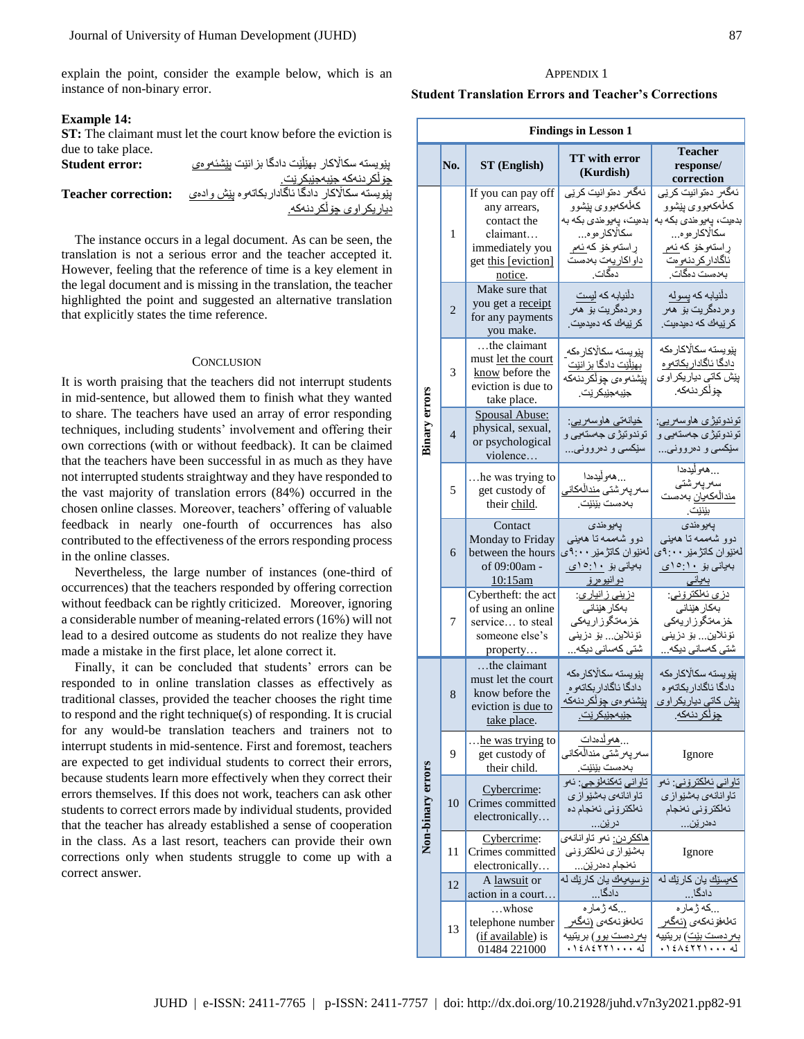explain the point, consider the example below, which is an instance of non-binary error.

**Example 14:**

**ST:** The claimant must let the court know before the eviction is due to take place.

**Student error:** پێویستە سکاڵاکار بهێڵێت دادگا بزانێت پێشئەوەی چۆڵکردنەکە جێبەجێبکرێت.

**Teacher correction:** پێویستە سکاڵاکار دادگا ئاگاداربکاتەوە پێش وادەی دیاریکراوی چۆڵکردنەکە.

The instance occurs in a legal document. As can be seen, the translation is not a serious error and the teacher accepted it. However, feeling that the reference of time is a key element in the legal document and is missing in the translation, the teacher highlighted the point and suggested an alternative translation that explicitly states the time reference.

## Conclusion

It is worth praising that the teachers did not interrupt students in mid-sentence, but allowed them to finish what they wanted to share. The teachers have used an array of error responding techniques, including students' involvement and offering their own corrections (with or without feedback). It can be claimed that the teachers have been successful in as much as they have not interrupted students straightway and they have responded to the vast majority of translation errors (84%) occurred in the chosen online classes. Moreover, teachers' offering of valuable feedback in nearly one-fourth of occurrences has also contributed to the effectiveness of the errors responding process in the online classes.

Nevertheless, the large number of instances (one-third of occurrences) that the teachers responded by offering correction without feedback can be rightly criticized. Moreover, ignoring a considerable number of meaning-related errors (16%) will not lead to a desired outcome as students do not realize they have made a mistake in the first place, let alone correct it.

Finally, it can be concluded that students' errors can be responded to in online translation classes as effectively as traditional classes, provided the teacher chooses the right time to respond and the right technique(s) of responding. It is crucial for any would-be translation teachers and trainers not to interrupt students in mid-sentence. First and foremost, teachers are expected to get individual students to correct their errors, because students learn more effectively when they correct their errors themselves. If this does not work, teachers can ask other students to correct errors made by individual students, provided that the teacher has already established a sense of cooperation in the class. As a last resort, teachers can provide their own corrections only when students struggle to come up with a correct answer.

## Appendix 1

**Student Translation Errors and Teacher's Corrections**

**Findings in Lesson 1**

| | No. | ST (English) | TT with error (Kurdish) | Teacher response/ correction |
|---|---|---|---|---|
| Binary errors | 1 | If you can pay off any arrears, contact the claimant… immediately you get this [eviction] notice. | ئەگەر دەتوانیت کرێی کەڵەکەبووی پێشوو بدەیت، پەیوەندی بکە بە سکاڵاکارەوە... ڕاستەوخۆ کە ئەم داواکاریەت بەدەست دەگات. | ئەگەر دەتوانیت کرێی کەڵەکەبووی پێشوو بدەیت، پەیوەندی بکە بە سکاڵاکارەوە... ڕاستەوخۆ کە ئەم ئاگادارکردنەوەت بەدەست دەگات. |
| | 2 | Make sure that you get a receipt for any payments you make. | دڵنیابە کە لیست وەردەگریت بۆ هەر کرێیەك کە دەیدەیت. | دڵنیابە کە پسوڵە وەردەگریت بۆ هەر کرێیەك کە دەیدەیت. |
| | 3 | …the claimant must let the court know before the eviction is due to take place. | پێویستە سکاڵاکارەکە بهێڵێت دادگا بزانێت پێشئەوەی چۆڵکردنەکە جێبەجێبکرێت. | پێویستە سکاڵاکارەکە دادگا ئاگاداربکاتەوە پێش کاتی دیاریکراوی چۆڵکردنەکە. |
| | 4 | Spousal Abuse: physical, sexual, or psychological violence… | خیانەتی هاوسەریی: توندوتیژی جەستەیی و سێکسی و دەروونی... | توندوتیژی هاوسەریی: توندوتیژی جەستەیی و سێکسی و دەروونی... |
| | 5 | …he was trying to get custody of their child. | ...هەوڵیدەدا سەرپەرشتی منداڵەکانی بەدەست بێنێت. | ...هەوڵیدەدا سەرپەرشتی منداڵەکەیان بەدەست بێنێت. |
| | 6 | Contact Monday to Friday between the hours of 09:00am - 10:15am | پەیوەندی دوو شەممە تا هەینی لەنێوان کاتژمێر ٩:٠٠ی بەیانی بۆ ١٠:١٥ی دوانیوەڕۆ | پەیوەندی دوو شەممە تا هەینی لەنێوان کاتژمێر ٩:٠٠ی بەیانی بۆ ١٠:١٥ی بەیانی |
| | 7 | Cybertheft: the act of using an online service… to steal someone else's property… | دزینی زانیاری: بەکارهێنانی خزمەتگوزاریەکی ئۆنلاین... بۆ دزینی شتی کەسانی دیکە... | دزی ئەلکترۆنی: بەکارهێنانی خزمەتگوزاریەکی ئۆنلاین... بۆ دزینی شتی کەسانی دیکە... |
| Non-binary errors | 8 | …the claimant must let the court know before the eviction is due to take place. | پێویستە سکاڵاکارەکە دادگا ئاگاداربکاتەوە پێشئەوەی چۆڵکردنەکە جێبەجێبکرێت. | پێویستە سکاڵاکارەکە دادگا ئاگاداربکاتەوە پێش کاتی دیاریکراوی چۆڵکردنەکە. |
| | 9 | …he was trying to get custody of their child. | ...هەوڵدەدات سەرپەرشتی منداڵەکانی بەدەست بێنێت. | Ignore |
| | 10 | Cybercrime: Crimes committed electronically… | تاوانی تەکنەلۆجی: ئەو تاوانانەی بەشێوازی ئەلکترۆنی ئەنجام دەدرێن... | تاوانی ئەلکترۆنی: ئەو تاوانانەی بەشێوازی ئەلکترۆنی ئەنجام دەدرێن... |
| | 11 | Cybercrime: Crimes committed electronically… | هاککردن: ئەو تاوانانەی بەشێوازی ئەلکترۆنی ئەنجام دەدرێن... | Ignore |
| | 12 | A lawsuit or action in a court… | دۆسیەیەك یان کارێك لە دادگا... | کەیسێك یان کارێك لە دادگا... |
| | 13 | …whose telephone number (if available) is 01484 221000 | ...کە ژمارە تەلەفۆنەکەی (ئەگەر بەردەست بوو) بریتییە لە ٠١٤٨٤٢٢١٠٠٠ | ...کە ژمارە تەلەفۆنەکەی (ئەگەر بەردەست بێت) بریتییە لە ٠١٤٨٤٢٢١٠٠٠ |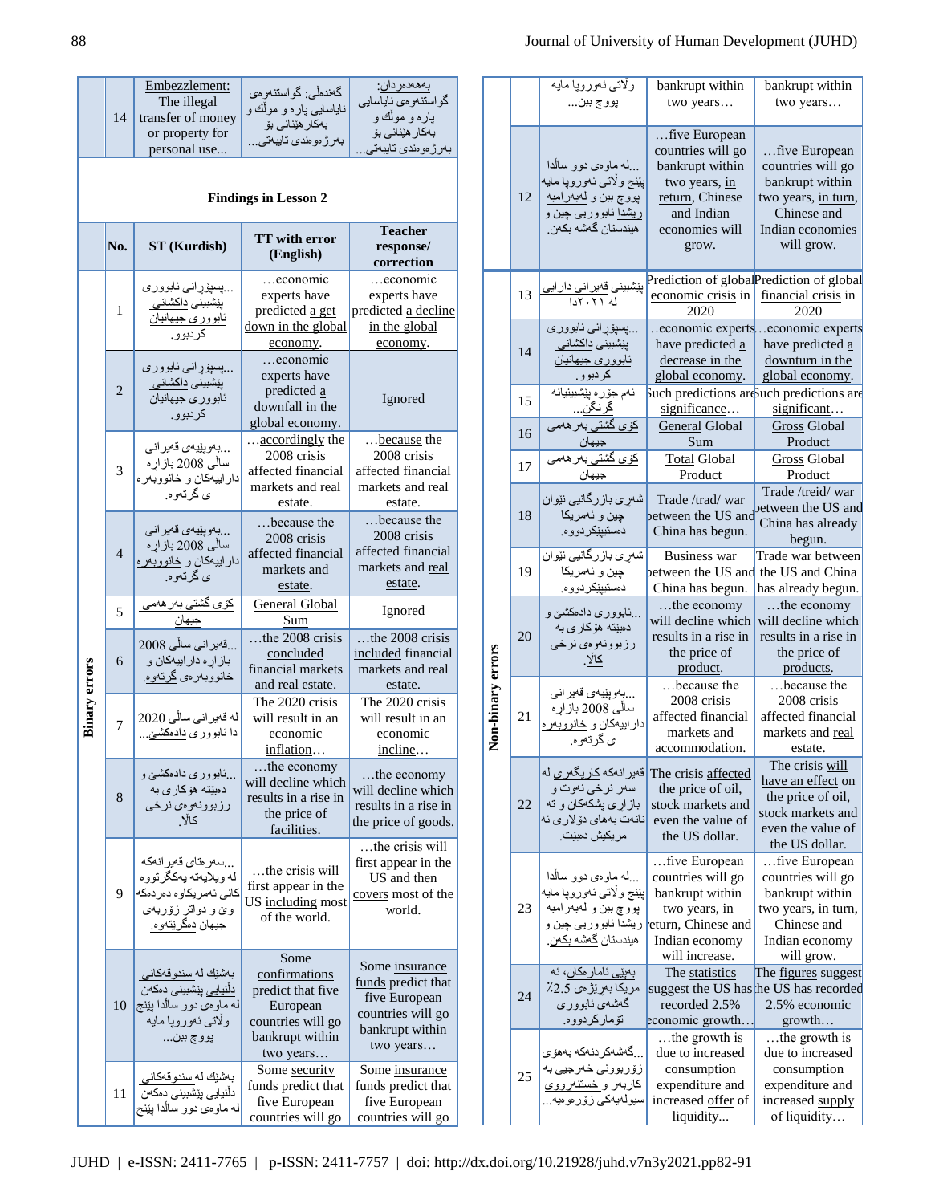| | No. | ST (Kurdish) | TT with error (English) | Teacher response/ correction |
|---|---|---|---|---|
| | 14 | بەهەدەردان: گواستنەوەی نایاسایی پارە و موڵک و بەکارهێنانی بۆ بەرژەوەندی تایبەتی... / گەندەڵی: گواستنەوەی نایاسایی پارە و موڵک و بەکارهێنانی بۆ بەرژەوەندی تایبەتی... | Embezzlement: The illegal transfer of money or property for personal use... | |

**Findings in Lesson 2**

| | No. | ST (Kurdish) | TT with error (English) | Teacher response/ correction |
|---|---|---|---|---|
| Binary errors | 1 | ...پسپۆرانی ئابووری پێشبینی داکشانی ئابووری جیهانیان کردبوو. | …economic experts have predicted a get down in the global economy. | …economic experts have predicted a decline in the global economy. |
| | 2 | ...پسپۆرانی ئابووری پێشبینی داکشانی ئابووری جیهانیان کردبوو. | …economic experts have predicted a downfall in the global economy. | Ignored |
| | 3 | ...بەهۆیبەی قەیرانی ساڵی 2008 بازارە داراییەکان و خانووبەرەی گرتەوە. | …accordingly the 2008 crisis affected financial markets and real estate. | …because the 2008 crisis affected financial markets and real estate. |
| | 4 | ...بەهۆیبەی قەیرانی ساڵی 2008 بازارە داراییەکان و خانووبەرەی گرتەوە. | …because the 2008 crisis affected financial markets and estate. | …because the 2008 crisis affected financial markets and real estate. |
| | 5 | کۆی گشتی بەرهەمی جیهان | General Global Sum | Ignored |
| | 6 | ...قەیرانی ساڵی 2008 بازارە داراییەکان و خانووبەرەی گرتەوە. | …the 2008 crisis concluded financial markets and real estate. | …the 2008 crisis included financial markets and real estate. |
| | 7 | لە قەیرانی ساڵی 2020 دا ئابووری دادەکشێ... | The 2020 crisis will result in an economic inflation… | The 2020 crisis will result in an economic incline… |
| | 8 | ...ئابووری دادەکشێ و دەبێتە هۆکاری بە رزبوونەوەی نرخی کاڵا. | …the economy will decline which results in a rise in the price of facilities. | …the economy will decline which results in a rise in the price of goods. |
| | 9 | ...سەرەتای قەیرانەکە لە ویلایەتە یەکگرتووە کانی ئەمریکاوە دەردەکەوێ و دواتر زۆربەی جیهان دەگرێتەوە. | …the crisis will first appear in the US including most of the world. | …the crisis will first appear in the US and then covers most of the world. |
| | 10 | بەشێك لە سندوقەکانی دڵنیایی پێشبینی دەکەن لە ماوەی دوو ساڵدا پێنج وڵاتی ئەوروپا مایە پووچ بێن... | Some confirmations predict that five European countries will go bankrupt within two years… | Some insurance funds predict that five European countries will go bankrupt within two years… |
| | 11 | بەشێك لە سندوقەکانی دڵنیایی پێشبینی دەکەن لە ماوەی دوو ساڵدا پێنج وڵاتی ئەوروپا مایە پووچ بێن... | Some security funds predict that five European countries will go bankrupt within two years… | Some insurance funds predict that five European countries will go bankrupt within two years… |
| | 12 | ...لە ماوەی دوو ساڵدا پێنج وڵاتی ئەوروپا مایە پووچ بێن و لەبەرامبە ریشدا ئابووریی چین و هیندستان گەشە بکەن. | …five European countries will go bankrupt within two years, in return, Chinese and Indian economies will grow. | …five European countries will go bankrupt within two years, in turn, Chinese and Indian economies will grow. |
| Non-binary errors | 13 | پێشبینی قەیرانی دارایی لە ٢٠٢١دا | Prediction of global economic crisis in 2020 | Prediction of global financial crisis in 2020 |
| | 14 | ...پسپۆرانی ئابووری پێشبینی داکشانی ئابووری جیهانیان کردبوو. | …economic experts have predicted a decrease in the global economy. | …economic experts have predicted a downturn in the global economy. |
| | 15 | ئەم جۆرە پێشبینیانە گرنگن... | Such predictions are significance… | Such predictions are significant… |
| | 16 | کۆی گشتی بەرهەمی جیهان | General Global Sum | Gross Global Product |
| | 17 | کۆی گشتی بەرهەمی جیهان | Total Global Product | Gross Global Product |
| | 18 | شەری بازرگانیی نێوان چین و ئەمریکا دەستپێکردووە. | Trade /trad/ war between the US and China has begun. | Trade /treid/ war between the US and China has already begun. |
| | 19 | شەری بازرگانیی نێوان چین و ئەمریکا دەستپێکردووە. | Business war between the US and China has begun. | Trade war between the US and China has already begun. |
| | 20 | ...ئابووری دادەکشێ و دەبێتە هۆکاری بە رزبوونەوەی نرخی کاڵا. | …the economy will decline which results in a rise in the price of product. | …the economy will decline which results in a rise in the price of products. |
| | 21 | ...بەهۆیبەی قەیرانی ساڵی 2008 بازارە داراییەکان و خانووبەرەی گرتەوە. | …because the 2008 crisis affected financial markets and accommodation. | …because the 2008 crisis affected financial markets and real estate. |
| | 22 | قەیرانەکە کاریگەری لە سەر نرخی نەوت و بازاری پشکەکان و تە نانەت بەهای دۆلاری ئە مریکیش دەبێت. | The crisis affected the price of oil, stock markets and even the value of the US dollar. | The crisis will have an effect on the price of oil, stock markets and even the value of the US dollar. |
| | 23 | ...لە ماوەی دوو ساڵدا پێنج وڵاتی ئەوروپا مایە پووچ بێن و لەبەرامبە ریشدا ئابووریی چین و هیندستان گەشە بکەن. | …five European countries will go bankrupt within two years, in return, Chinese and Indian economy will increase. | …five European countries will go bankrupt within two years, in turn, Chinese and Indian economy will grow. |
| | 24 | بەپێی ئامارەکان، ئە مریکا بەرێژەی 2.5٪ گەشەی ئابووری تۆمارکردووە. | The statistics suggest the US has recorded 2.5% economic growth… | The figures suggest the US has recorded 2.5% economic growth… |
| | 25 | ...گەشەکردنەکە بەهۆی زۆربوونی خەرجیی بە کاربەر و خستنەرووی سیولەیەکی زۆرەوەیە... | …the growth is due to increased consumption expenditure and increased offer of liquidity... | …the growth is due to increased consumption expenditure and increased supply of liquidity… |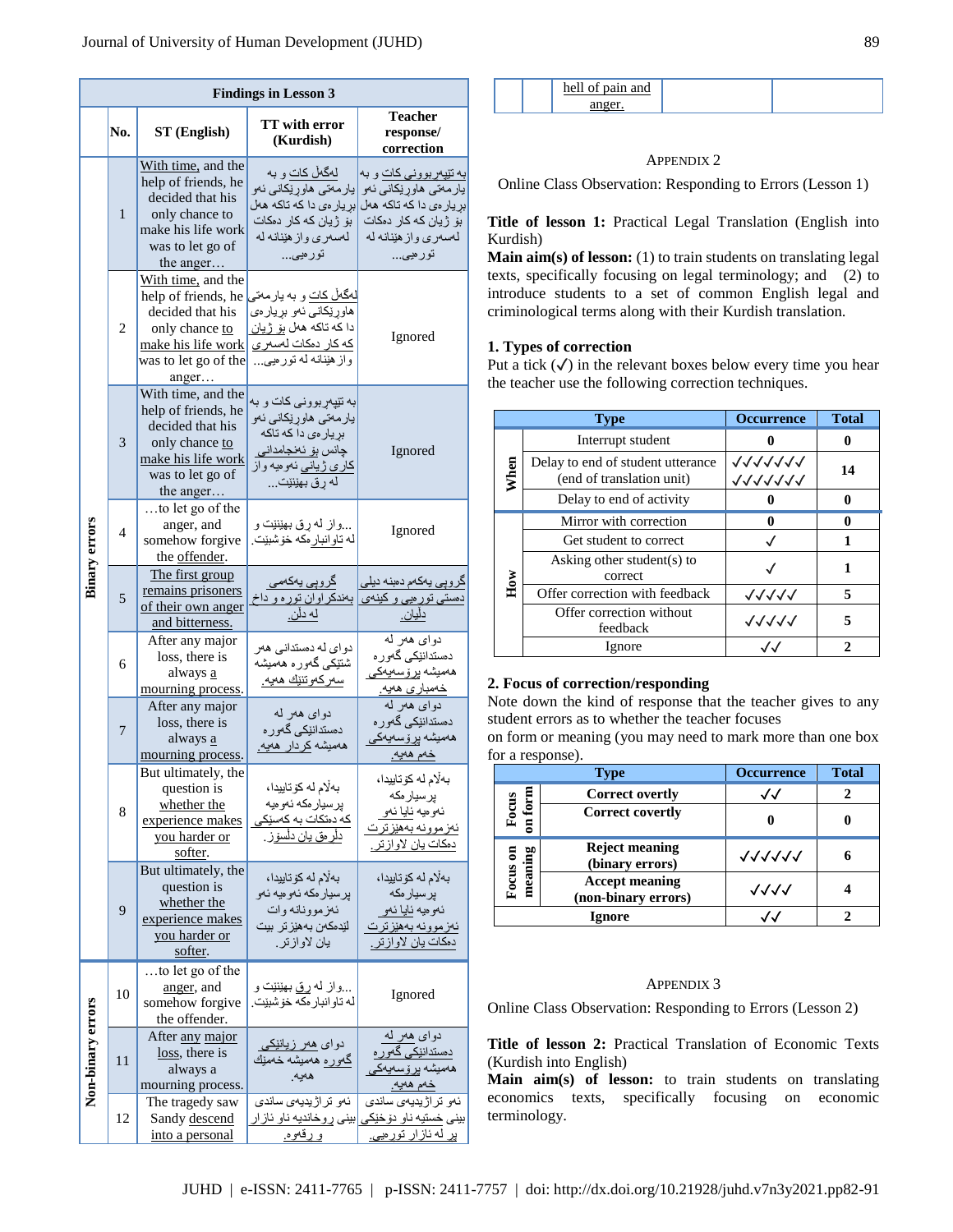| Findings in Lesson 3 | | | | |
|---|---|---|---|---|
| | No. | ST (English) | TT with error (Kurdish) | Teacher response/ correction |
| Binary errors | 1 | With time, and the help of friends, he decided that his only chance to make his life work was to let go of the anger… | لەگەڵ کات و بە یارمەتی هاورێکانی ئەو بڕیارەی دا کە تاکە هەل بۆ ژیان کە کار دەکات لەسەری وازهێنانە لە توڕەیی… | بە تێپەڕبوونی کات و بە یارمەتی هاورێکانی ئەو بڕیارەی دا کە تاکە هەل بۆ ژیان کە کار دەکات لەسەری وازهێنانە لە توڕەیی… |
| | 2 | With time, and the help of friends, he decided that his only chance to make his life work was to let go of the anger… | لەگەڵ کات و بە یارمەتی هاورێکانی ئەو بڕیارەی دا کە تاکە هەل بۆ ژیان کە کار دەکات لەسەری وازهێنانە لە توڕەیی… | Ignored |
| | 3 | With time, and the help of friends, he decided that his only chance to make his life work was to let go of the anger… | بە تێپەڕبوونی کات و بە یارمەتی هاورێکانی ئەو بڕیارەی دا کە تاکە چانس بۆ ئەنجامدانی کاری ژیانی ئەوەیە واز لە ڕق بهێنێت… | Ignored |
| | 4 | …to let go of the anger, and somehow forgive the offender. | …واز لە ڕق بهێنێت و لە تاوانبارەکە خۆشبێت. | Ignored |
| | 5 | The first group remains prisoners of their own anger and bitterness. | گروپی یەکەمی بەندکراوان تورە و داخ لە دڵن. | گروپی یەکەم دەبنە دیلی دەستی توڕەیی و کینەی دڵیان. |
| | 6 | After any major loss, there is always a mourning process. | دوای لە دەستدانی هەر شتێکی گەورە هەمیشە سەرکەوتنێک هەیە. | دوای هەر لە دەستدانێکی گەورە هەمیشە پرۆسەیەکی خەمباری هەیە. |
| | 7 | After any major loss, there is always a mourning process. | دوای هەر لە دەستدانێکی گەورە هەمیشە کردار هەیە. | دوای هەر لە دەستدانێکی گەورە هەمیشە پرۆسەیەکی خەم هەیە. |
| | 8 | But ultimately, the question is whether the experience makes you harder or softer. | بەڵام لە کۆتاییدا، پرسیارەکە ئەوەیە کە دەتکات بە کەسێکی دڵرەق یان دڵسۆز. | بەڵام لە کۆتاییدا، پرسیارەکە ئەوەیە ئایا ئەو ئەزموونە بەهێزترت دەکات یان لاوازتر. |
| | 9 | But ultimately, the question is whether the experience makes you harder or softer. | بەڵام لە کۆتاییدا، پرسیارەکە ئەوەیە ئەو ئەزموونانە وات لێدەکەن بەهێزتر بیت یان لاوازتر. | بەڵام لە کۆتاییدا، پرسیارەکە ئەوەیە ئایا ئەو ئەزموونە بەهێزترت دەکات یان لاوازتر. |
| Non-binary errors | 10 | …to let go of the anger, and somehow forgive the offender. | …واز لە ڕق بهێنێت و لە تاوانبارەکە خۆشبێت. | Ignored |
| | 11 | After any major loss, there is always a mourning process. | دوای هەر زیانێکی گەورە هەمیشە خەمێک هەیە. | دوای هەر لە دەستدانێکی گەورە هەمیشە پرۆسەیەکی خەم هەیە. |
| | 12 | The tragedy saw Sandy descend into a personal hell of pain and anger. | ئەو تراژیدیەی ساندی بینی ڕوخاندیە ناو ئازار و رقەوە. | ئەو تراژیدیەی ساندی بینی خستیە ناو دۆخێکی پڕ لە ئازار تورەیی. |

## Appendix 2

Online Class Observation: Responding to Errors (Lesson 1)

**Title of lesson 1:** Practical Legal Translation (English into Kurdish)

**Main aim(s) of lesson:** (1) to train students on translating legal texts, specifically focusing on legal terminology; and (2) to introduce students to a set of common English legal and criminological terms along with their Kurdish translation.

**1. Types of correction**

Put a tick (✓) in the relevant boxes below every time you hear the teacher use the following correction techniques.

| | Type | Occurrence | Total |
|---|---|---|---|
| When | Interrupt student | 0 | 0 |
| | Delay to end of student utterance (end of translation unit) | ✓✓✓✓✓✓✓ ✓✓✓✓✓✓✓ | 14 |
| | Delay to end of activity | 0 | 0 |
| How | Mirror with correction | 0 | 0 |
| | Get student to correct | ✓ | 1 |
| | Asking other student(s) to correct | ✓ | 1 |
| | Offer correction with feedback | ✓✓✓✓✓ | 5 |
| | Offer correction without feedback | ✓✓✓✓✓ | 5 |
| | Ignore | ✓✓ | 2 |

**2. Focus of correction/responding**

Note down the kind of response that the teacher gives to any student errors as to whether the teacher focuses on form or meaning (you may need to mark more than one box for a response).

| | Type | Occurrence | Total |
|---|---|---|---|
| Focus on form | **Correct overtly** | ✓✓ | 2 |
| | **Correct covertly** | 0 | 0 |
| Focus on meaning | **Reject meaning (binary errors)** | ✓✓✓✓✓✓ | 6 |
| | **Accept meaning (non-binary errors)** | ✓✓✓✓ | 4 |
| **Ignore** | | ✓✓ | 2 |

## Appendix 3

Online Class Observation: Responding to Errors (Lesson 2)

**Title of lesson 2:** Practical Translation of Economic Texts (Kurdish into English)

**Main aim(s) of lesson:** to train students on translating economics texts, specifically focusing on economic terminology.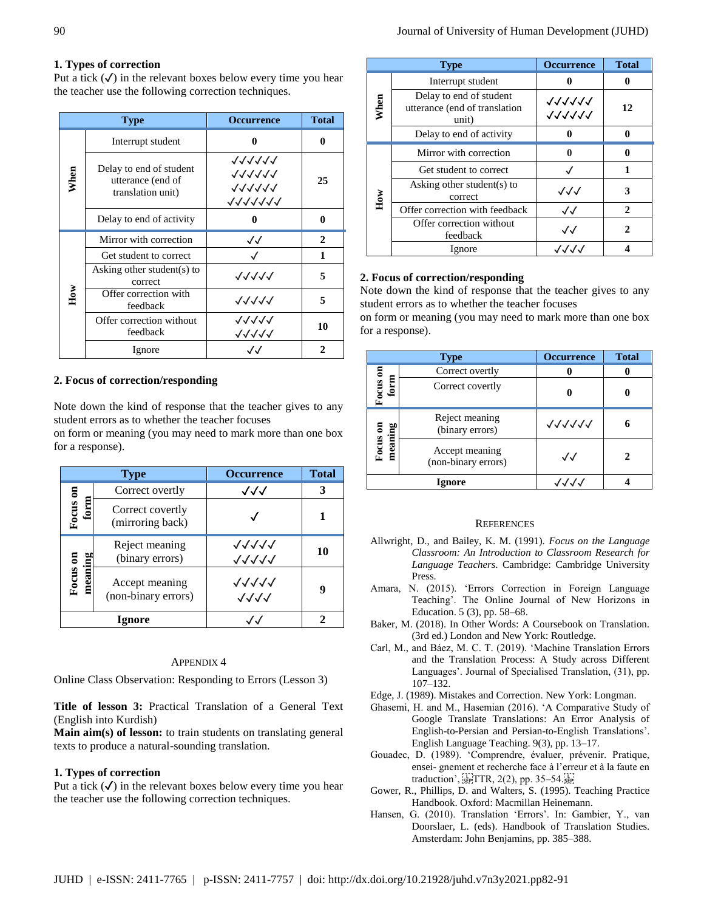## 1. Types of correction

Put a tick (✓) in the relevant boxes below every time you hear the teacher use the following correction techniques.

| | Type | Occurrence | Total |
|---|---|---|---|
| When | Interrupt student | 0 | 0 |
| | Delay to end of student utterance (end of translation unit) | ✓✓✓✓✓ ✓✓✓✓✓✓ ✓✓✓✓✓✓ ✓✓✓✓✓✓✓ | 25 |
| | Delay to end of activity | 0 | 0 |
| How | Mirror with correction | ✓✓ | 2 |
| | Get student to correct | ✓ | 1 |
| | Asking other student(s) to correct | ✓✓✓✓✓ | 5 |
| | Offer correction with feedback | ✓✓✓✓✓ | 5 |
| | Offer correction without feedback | ✓✓✓✓✓ ✓✓✓✓✓ | 10 |
| | Ignore | ✓✓ | 2 |

## 2. Focus of correction/responding

Note down the kind of response that the teacher gives to any student errors as to whether the teacher focuses
on form or meaning (you may need to mark more than one box for a response).

| | Type | Occurrence | Total |
|---|---|---|---|
| Focus on form | Correct overtly | ✓✓✓ | 3 |
| | Correct covertly (mirroring back) | ✓ | 1 |
| Focus on meaning | Reject meaning (binary errors) | ✓✓✓✓✓ ✓✓✓✓✓ | 10 |
| | Accept meaning (non-binary errors) | ✓✓✓✓✓ ✓✓✓✓ | 9 |
| Ignore | | ✓✓ | 2 |

### Appendix 4

Online Class Observation: Responding to Errors (Lesson 3)

**Title of lesson 3:** Practical Translation of a General Text (English into Kurdish)
**Main aim(s) of lesson:** to train students on translating general texts to produce a natural-sounding translation.

## 1. Types of correction

Put a tick (✓) in the relevant boxes below every time you hear the teacher use the following correction techniques.

| | Type | Occurrence | Total |
|---|---|---|---|
| When | Interrupt student | 0 | 0 |
| | Delay to end of student utterance (end of translation unit) | ✓✓✓✓✓✓ ✓✓✓✓✓✓ | 12 |
| | Delay to end of activity | 0 | 0 |
| How | Mirror with correction | 0 | 0 |
| | Get student to correct | ✓ | 1 |
| | Asking other student(s) to correct | ✓✓✓ | 3 |
| | Offer correction with feedback | ✓✓ | 2 |
| | Offer correction without feedback | ✓✓ | 2 |
| | Ignore | ✓✓✓✓ | 4 |

## 2. Focus of correction/responding

Note down the kind of response that the teacher gives to any student errors as to whether the teacher focuses
on form or meaning (you may need to mark more than one box for a response).

| | Type | Occurrence | Total |
|---|---|---|---|
| Focus on form | Correct overtly | 0 | 0 |
| | Correct covertly | 0 | 0 |
| Focus on meaning | Reject meaning (binary errors) | ✓✓✓✓✓✓ | 6 |
| | Accept meaning (non-binary errors) | ✓✓ | 2 |
| Ignore | | ✓✓✓✓ | 4 |

### References

Allwright, D., and Bailey, K. M. (1991). *Focus on the Language Classroom: An Introduction to Classroom Research for Language Teachers*. Cambridge: Cambridge University Press.

Amara, N. (2015). 'Errors Correction in Foreign Language Teaching'. The Online Journal of New Horizons in Education. 5 (3), pp. 58–68.

Baker, M. (2018). In Other Words: A Coursebook on Translation. (3rd ed.) London and New York: Routledge.

Carl, M., and Báez, M. C. T. (2019). 'Machine Translation Errors and the Translation Process: A Study across Different Languages'. Journal of Specialised Translation, (31), pp. 107–132.

Edge, J. (1989). Mistakes and Correction. New York: Longman.

Ghasemi, H. and M., Hasemian (2016). 'A Comparative Study of Google Translate Translations: An Error Analysis of English-to-Persian and Persian-to-English Translations'. English Language Teaching. 9(3), pp. 13–17.

Gouadec, D. (1989). 'Comprendre, évaluer, prévenir. Pratique, ensei- gnement et recherche face à l'erreur et à la faute en traduction', TTR, 2(2), pp. 35–54.

Gower, R., Phillips, D. and Walters, S. (1995). Teaching Practice Handbook. Oxford: Macmillan Heinemann.

Hansen, G. (2010). Translation 'Errors'. In: Gambier, Y., van Doorslaer, L. (eds). Handbook of Translation Studies. Amsterdam: John Benjamins, pp. 385–388.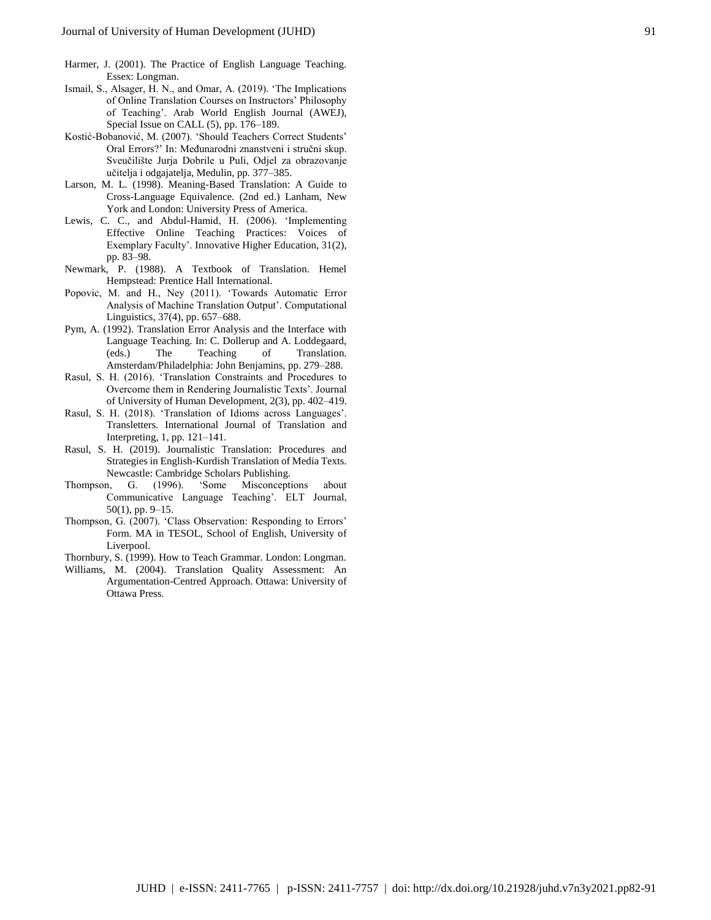Harmer, J. (2001). The Practice of English Language Teaching. Essex: Longman.

Ismail, S., Alsager, H. N., and Omar, A. (2019). 'The Implications of Online Translation Courses on Instructors' Philosophy of Teaching'. Arab World English Journal (AWEJ), Special Issue on CALL (5), pp. 176–189.

Kostić-Bobanović, M. (2007). 'Should Teachers Correct Students' Oral Errors?' In: Međunarodni znanstveni i stručni skup. Sveučilište Jurja Dobrile u Puli, Odjel za obrazovanje učitelja i odgajatelja, Medulin, pp. 377–385.

Larson, M. L. (1998). Meaning-Based Translation: A Guide to Cross-Language Equivalence. (2nd ed.) Lanham, New York and London: University Press of America.

Lewis, C. C., and Abdul-Hamid, H. (2006). 'Implementing Effective Online Teaching Practices: Voices of Exemplary Faculty'. Innovative Higher Education, 31(2), pp. 83–98.

Newmark, P. (1988). A Textbook of Translation. Hemel Hempstead: Prentice Hall International.

Popovic, M. and H., Ney (2011). 'Towards Automatic Error Analysis of Machine Translation Output'. Computational Linguistics, 37(4), pp. 657–688.

Pym, A. (1992). Translation Error Analysis and the Interface with Language Teaching. In: C. Dollerup and A. Loddegaard, (eds.) The Teaching of Translation. Amsterdam/Philadelphia: John Benjamins, pp. 279–288.

Rasul, S. H. (2016). 'Translation Constraints and Procedures to Overcome them in Rendering Journalistic Texts'. Journal of University of Human Development, 2(3), pp. 402–419.

Rasul, S. H. (2018). 'Translation of Idioms across Languages'. Transletters. International Journal of Translation and Interpreting, 1, pp. 121–141.

Rasul, S. H. (2019). Journalistic Translation: Procedures and Strategies in English-Kurdish Translation of Media Texts. Newcastle: Cambridge Scholars Publishing.

Thompson, G. (1996). 'Some Misconceptions about Communicative Language Teaching'. ELT Journal, 50(1), pp. 9–15.

Thompson, G. (2007). 'Class Observation: Responding to Errors' Form. MA in TESOL, School of English, University of Liverpool.

Thornbury, S. (1999). How to Teach Grammar. London: Longman.

Williams, M. (2004). Translation Quality Assessment: An Argumentation-Centred Approach. Ottawa: University of Ottawa Press.